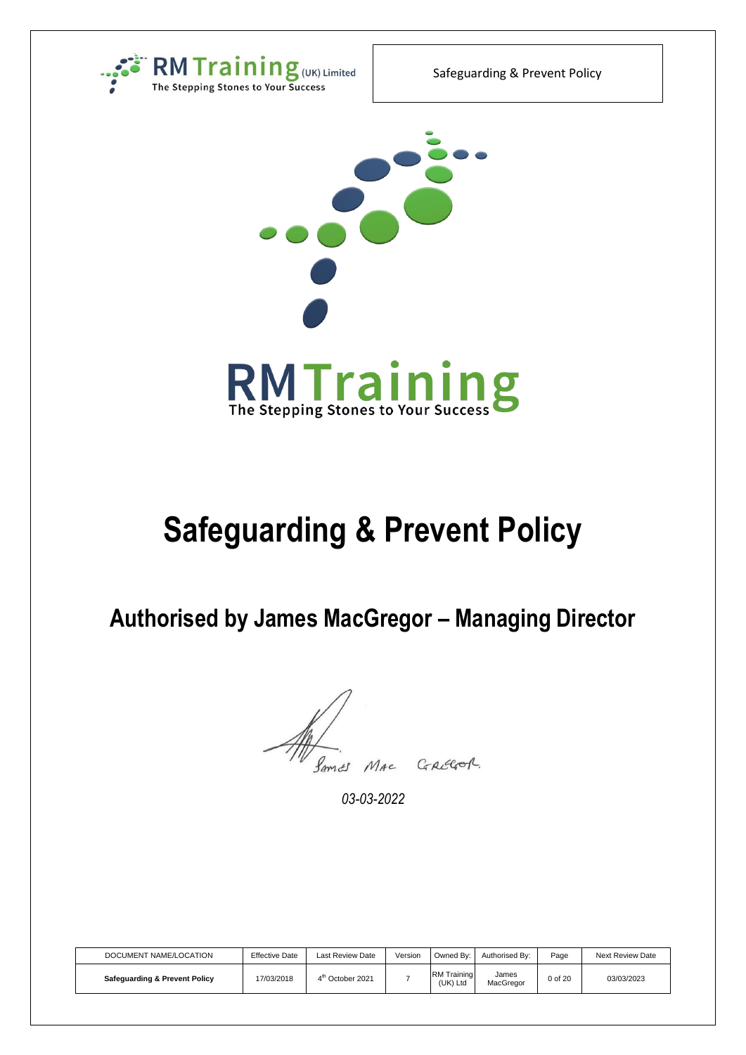# Safeguarding & Prevent Policy

## Authorised by James MacGregor – Managing Director

*03-03-2022*

| DOCUMENT NAME/LOCATION | Effective Date | Last Review Date | Version | Owned By: | Authorised By: | Page | Next Review Date |
|---|---|---|---|---|---|---|---|
| **Safeguarding & Prevent Policy** | 17/03/2018 | 4th October 2021 | 7 | RM Training (UK) Ltd | James MacGregor | 0 of 20 | 03/03/2023 |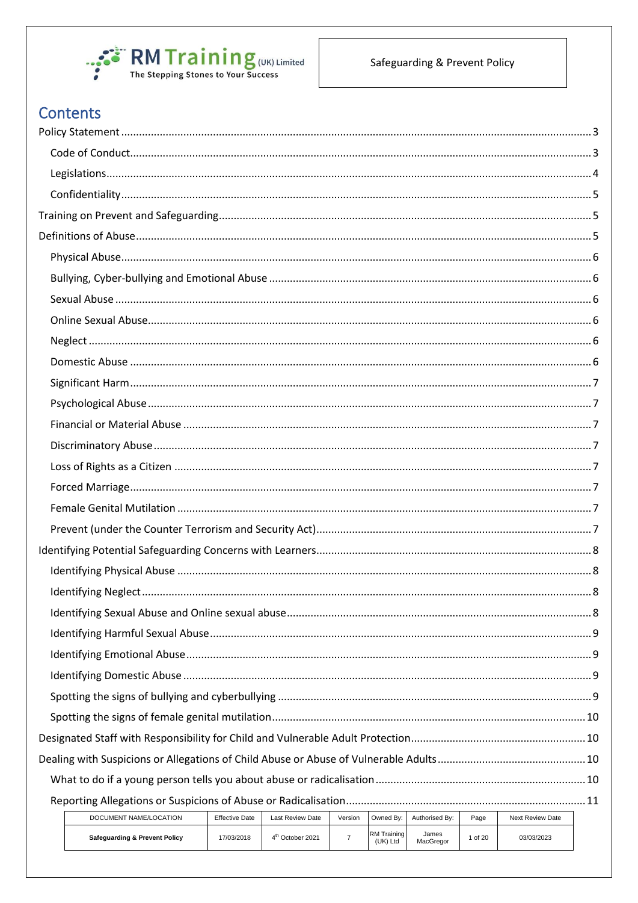# Contents

Policy Statement ..... 3

- Code of Conduct ..... 3
- Legislations ..... 4
- Confidentiality ..... 5

Training on Prevent and Safeguarding ..... 5

Definitions of Abuse ..... 5

- Physical Abuse ..... 6
- Bullying, Cyber-bullying and Emotional Abuse ..... 6
- Sexual Abuse ..... 6
- Online Sexual Abuse ..... 6
- Neglect ..... 6
- Domestic Abuse ..... 6
- Significant Harm ..... 7
- Psychological Abuse ..... 7
- Financial or Material Abuse ..... 7
- Discriminatory Abuse ..... 7
- Loss of Rights as a Citizen ..... 7
- Forced Marriage ..... 7
- Female Genital Mutilation ..... 7
- Prevent (under the Counter Terrorism and Security Act) ..... 7

Identifying Potential Safeguarding Concerns with Learners ..... 8

- Identifying Physical Abuse ..... 8
- Identifying Neglect ..... 8
- Identifying Sexual Abuse and Online sexual abuse ..... 8
- Identifying Harmful Sexual Abuse ..... 9
- Identifying Emotional Abuse ..... 9
- Identifying Domestic Abuse ..... 9
- Spotting the signs of bullying and cyberbullying ..... 9
- Spotting the signs of female genital mutilation ..... 10

Designated Staff with Responsibility for Child and Vulnerable Adult Protection ..... 10

Dealing with Suspicions or Allegations of Child Abuse or Abuse of Vulnerable Adults ..... 10

- What to do if a young person tells you about abuse or radicalisation ..... 10
- Reporting Allegations or Suspicions of Abuse or Radicalisation ..... 11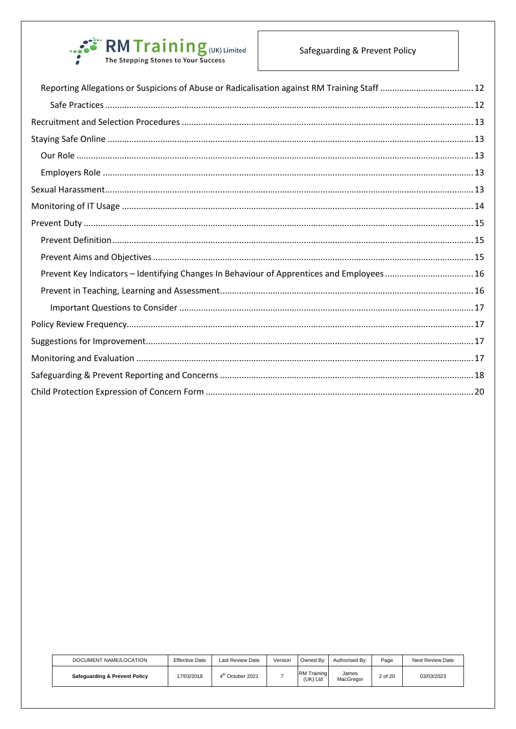Reporting Allegations or Suspicions of Abuse or Radicalisation against RM Training Staff ....................................... 12

Safe Practices ....................................................................................................................................... 12

Recruitment and Selection Procedures ....................................................................................................... 13

Staying Safe Online ...................................................................................................................................... 13

Our Role ................................................................................................................................................. 13

Employers Role ...................................................................................................................................... 13

Sexual Harassment...................................................................................................................................... 13

Monitoring of IT Usage ................................................................................................................................ 14

Prevent Duty ............................................................................................................................................... 15

Prevent Definition .................................................................................................................................... 15

Prevent Aims and Objectives ................................................................................................................... 15

Prevent Key Indicators – Identifying Changes In Behaviour of Apprentices and Employees ..................................... 16

Prevent in Teaching, Learning and Assessment......................................................................................... 16

Important Questions to Consider ......................................................................................................... 17

Policy Review Frequency.............................................................................................................................. 17

Suggestions for Improvement...................................................................................................................... 17

Monitoring and Evaluation .......................................................................................................................... 17

Safeguarding & Prevent Reporting and Concerns ........................................................................................ 18

Child Protection Expression of Concern Form .............................................................................................. 20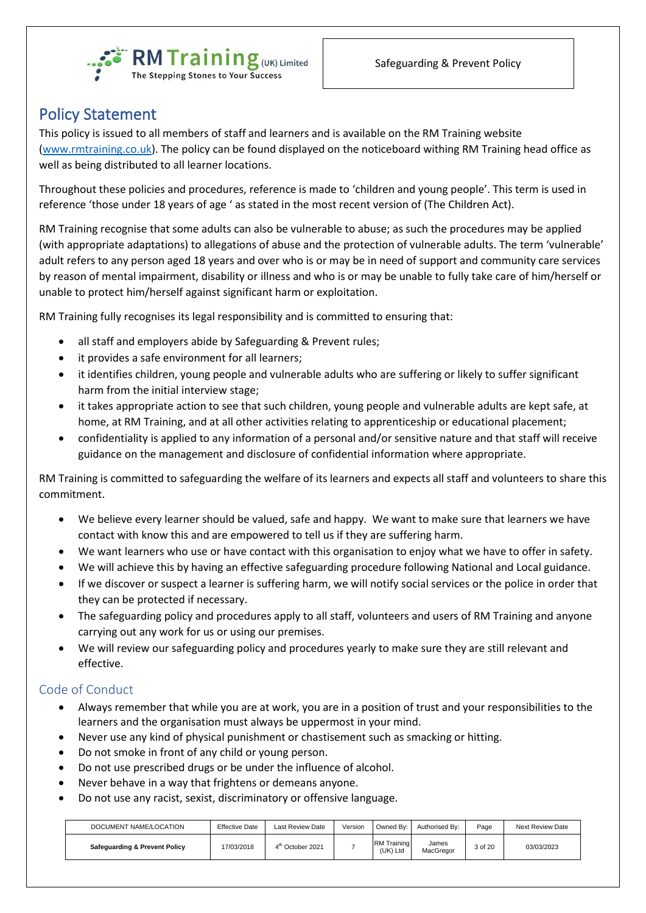## Policy Statement

This policy is issued to all members of staff and learners and is available on the RM Training website (www.rmtraining.co.uk). The policy can be found displayed on the noticeboard withing RM Training head office as well as being distributed to all learner locations.

Throughout these policies and procedures, reference is made to 'children and young people'. This term is used in reference 'those under 18 years of age ' as stated in the most recent version of (The Children Act).

RM Training recognise that some adults can also be vulnerable to abuse; as such the procedures may be applied (with appropriate adaptations) to allegations of abuse and the protection of vulnerable adults. The term 'vulnerable' adult refers to any person aged 18 years and over who is or may be in need of support and community care services by reason of mental impairment, disability or illness and who is or may be unable to fully take care of him/herself or unable to protect him/herself against significant harm or exploitation.

RM Training fully recognises its legal responsibility and is committed to ensuring that:

- all staff and employers abide by Safeguarding & Prevent rules;
- it provides a safe environment for all learners;
- it identifies children, young people and vulnerable adults who are suffering or likely to suffer significant harm from the initial interview stage;
- it takes appropriate action to see that such children, young people and vulnerable adults are kept safe, at home, at RM Training, and at all other activities relating to apprenticeship or educational placement;
- confidentiality is applied to any information of a personal and/or sensitive nature and that staff will receive guidance on the management and disclosure of confidential information where appropriate.

RM Training is committed to safeguarding the welfare of its learners and expects all staff and volunteers to share this commitment.

- We believe every learner should be valued, safe and happy. We want to make sure that learners we have contact with know this and are empowered to tell us if they are suffering harm.
- We want learners who use or have contact with this organisation to enjoy what we have to offer in safety.
- We will achieve this by having an effective safeguarding procedure following National and Local guidance.
- If we discover or suspect a learner is suffering harm, we will notify social services or the police in order that they can be protected if necessary.
- The safeguarding policy and procedures apply to all staff, volunteers and users of RM Training and anyone carrying out any work for us or using our premises.
- We will review our safeguarding policy and procedures yearly to make sure they are still relevant and effective.

### Code of Conduct

- Always remember that while you are at work, you are in a position of trust and your responsibilities to the learners and the organisation must always be uppermost in your mind.
- Never use any kind of physical punishment or chastisement such as smacking or hitting.
- Do not smoke in front of any child or young person.
- Do not use prescribed drugs or be under the influence of alcohol.
- Never behave in a way that frightens or demeans anyone.
- Do not use any racist, sexist, discriminatory or offensive language.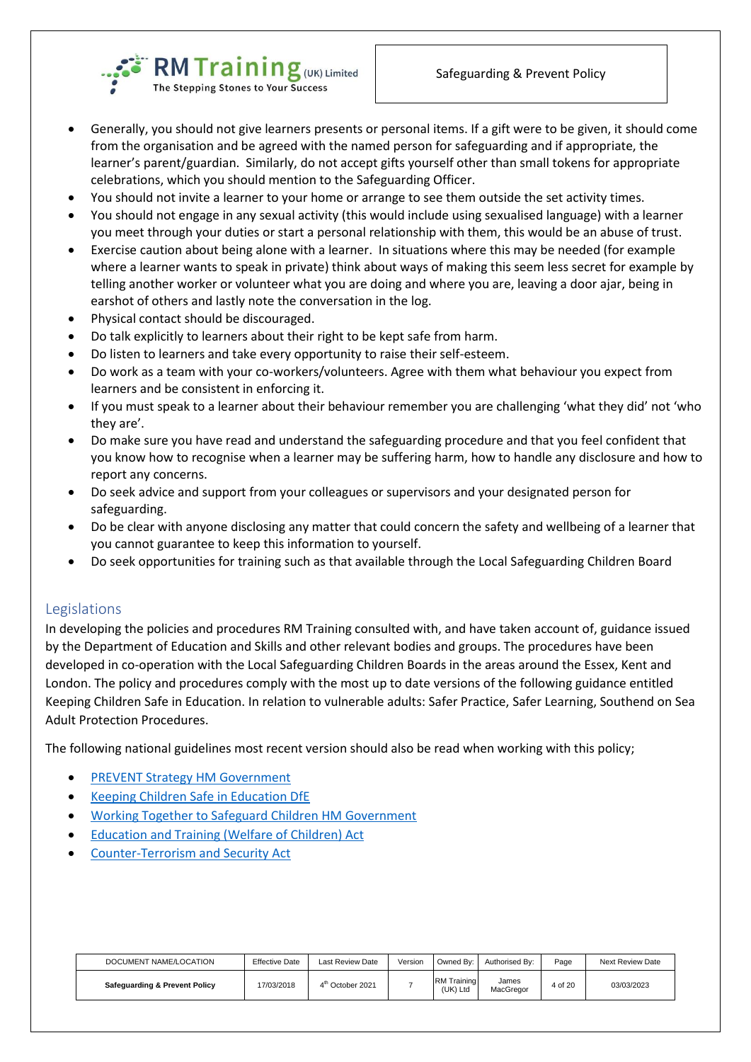- Generally, you should not give learners presents or personal items. If a gift were to be given, it should come from the organisation and be agreed with the named person for safeguarding and if appropriate, the learner's parent/guardian. Similarly, do not accept gifts yourself other than small tokens for appropriate celebrations, which you should mention to the Safeguarding Officer.
- You should not invite a learner to your home or arrange to see them outside the set activity times.
- You should not engage in any sexual activity (this would include using sexualised language) with a learner you meet through your duties or start a personal relationship with them, this would be an abuse of trust.
- Exercise caution about being alone with a learner. In situations where this may be needed (for example where a learner wants to speak in private) think about ways of making this seem less secret for example by telling another worker or volunteer what you are doing and where you are, leaving a door ajar, being in earshot of others and lastly note the conversation in the log.
- Physical contact should be discouraged.
- Do talk explicitly to learners about their right to be kept safe from harm.
- Do listen to learners and take every opportunity to raise their self-esteem.
- Do work as a team with your co-workers/volunteers. Agree with them what behaviour you expect from learners and be consistent in enforcing it.
- If you must speak to a learner about their behaviour remember you are challenging 'what they did' not 'who they are'.
- Do make sure you have read and understand the safeguarding procedure and that you feel confident that you know how to recognise when a learner may be suffering harm, how to handle any disclosure and how to report any concerns.
- Do seek advice and support from your colleagues or supervisors and your designated person for safeguarding.
- Do be clear with anyone disclosing any matter that could concern the safety and wellbeing of a learner that you cannot guarantee to keep this information to yourself.
- Do seek opportunities for training such as that available through the Local Safeguarding Children Board

## Legislations

In developing the policies and procedures RM Training consulted with, and have taken account of, guidance issued by the Department of Education and Skills and other relevant bodies and groups. The procedures have been developed in co-operation with the Local Safeguarding Children Boards in the areas around the Essex, Kent and London. The policy and procedures comply with the most up to date versions of the following guidance entitled Keeping Children Safe in Education. In relation to vulnerable adults: Safer Practice, Safer Learning, Southend on Sea Adult Protection Procedures.

The following national guidelines most recent version should also be read when working with this policy;

- PREVENT Strategy HM Government
- Keeping Children Safe in Education DfE
- Working Together to Safeguard Children HM Government
- Education and Training (Welfare of Children) Act
- Counter-Terrorism and Security Act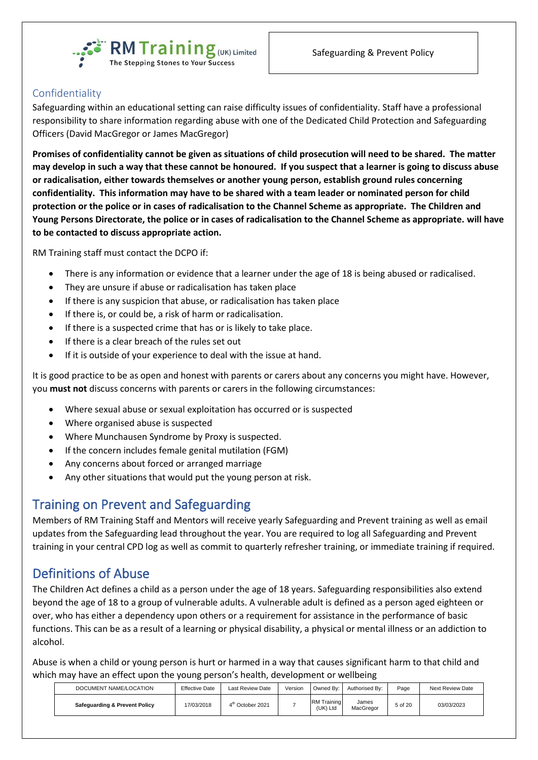## Confidentiality

Safeguarding within an educational setting can raise difficulty issues of confidentiality. Staff have a professional responsibility to share information regarding abuse with one of the Dedicated Child Protection and Safeguarding Officers (David MacGregor or James MacGregor)

**Promises of confidentiality cannot be given as situations of child prosecution will need to be shared. The matter may develop in such a way that these cannot be honoured. If you suspect that a learner is going to discuss abuse or radicalisation, either towards themselves or another young person, establish ground rules concerning confidentiality. This information may have to be shared with a team leader or nominated person for child protection or the police or in cases of radicalisation to the Channel Scheme as appropriate. The Children and Young Persons Directorate, the police or in cases of radicalisation to the Channel Scheme as appropriate. will have to be contacted to discuss appropriate action.**

RM Training staff must contact the DCPO if:

- There is any information or evidence that a learner under the age of 18 is being abused or radicalised.
- They are unsure if abuse or radicalisation has taken place
- If there is any suspicion that abuse, or radicalisation has taken place
- If there is, or could be, a risk of harm or radicalisation.
- If there is a suspected crime that has or is likely to take place.
- If there is a clear breach of the rules set out
- If it is outside of your experience to deal with the issue at hand.

It is good practice to be as open and honest with parents or carers about any concerns you might have. However, you **must not** discuss concerns with parents or carers in the following circumstances:

- Where sexual abuse or sexual exploitation has occurred or is suspected
- Where organised abuse is suspected
- Where Munchausen Syndrome by Proxy is suspected.
- If the concern includes female genital mutilation (FGM)
- Any concerns about forced or arranged marriage
- Any other situations that would put the young person at risk.

# Training on Prevent and Safeguarding

Members of RM Training Staff and Mentors will receive yearly Safeguarding and Prevent training as well as email updates from the Safeguarding lead throughout the year. You are required to log all Safeguarding and Prevent training in your central CPD log as well as commit to quarterly refresher training, or immediate training if required.

# Definitions of Abuse

The Children Act defines a child as a person under the age of 18 years. Safeguarding responsibilities also extend beyond the age of 18 to a group of vulnerable adults. A vulnerable adult is defined as a person aged eighteen or over, who has either a dependency upon others or a requirement for assistance in the performance of basic functions. This can be as a result of a learning or physical disability, a physical or mental illness or an addiction to alcohol.

Abuse is when a child or young person is hurt or harmed in a way that causes significant harm to that child and which may have an effect upon the young person's health, development or wellbeing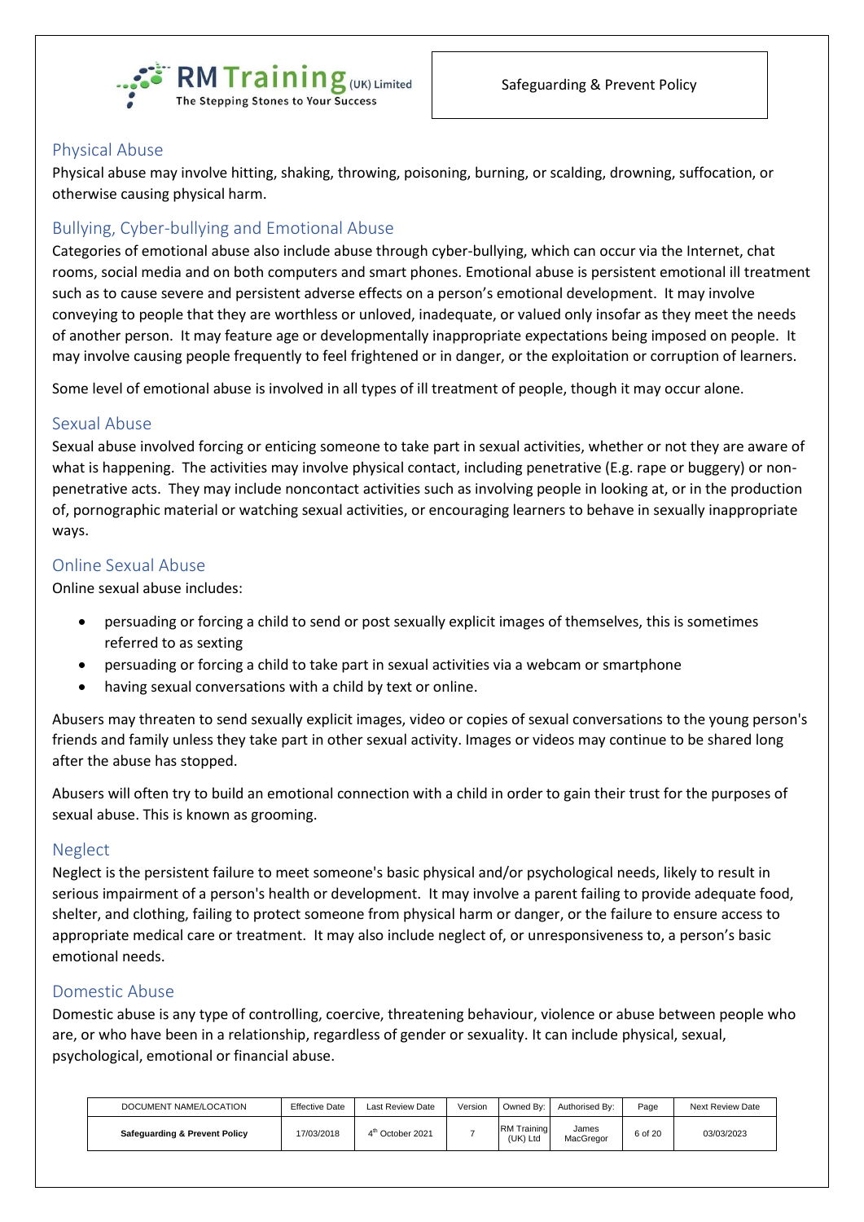## Physical Abuse

Physical abuse may involve hitting, shaking, throwing, poisoning, burning, or scalding, drowning, suffocation, or otherwise causing physical harm.

## Bullying, Cyber-bullying and Emotional Abuse

Categories of emotional abuse also include abuse through cyber-bullying, which can occur via the Internet, chat rooms, social media and on both computers and smart phones. Emotional abuse is persistent emotional ill treatment such as to cause severe and persistent adverse effects on a person's emotional development. It may involve conveying to people that they are worthless or unloved, inadequate, or valued only insofar as they meet the needs of another person. It may feature age or developmentally inappropriate expectations being imposed on people. It may involve causing people frequently to feel frightened or in danger, or the exploitation or corruption of learners.

Some level of emotional abuse is involved in all types of ill treatment of people, though it may occur alone.

## Sexual Abuse

Sexual abuse involved forcing or enticing someone to take part in sexual activities, whether or not they are aware of what is happening. The activities may involve physical contact, including penetrative (E.g. rape or buggery) or non-penetrative acts. They may include noncontact activities such as involving people in looking at, or in the production of, pornographic material or watching sexual activities, or encouraging learners to behave in sexually inappropriate ways.

## Online Sexual Abuse

Online sexual abuse includes:

- persuading or forcing a child to send or post sexually explicit images of themselves, this is sometimes referred to as sexting
- persuading or forcing a child to take part in sexual activities via a webcam or smartphone
- having sexual conversations with a child by text or online.

Abusers may threaten to send sexually explicit images, video or copies of sexual conversations to the young person's friends and family unless they take part in other sexual activity. Images or videos may continue to be shared long after the abuse has stopped.

Abusers will often try to build an emotional connection with a child in order to gain their trust for the purposes of sexual abuse. This is known as grooming.

## Neglect

Neglect is the persistent failure to meet someone's basic physical and/or psychological needs, likely to result in serious impairment of a person's health or development. It may involve a parent failing to provide adequate food, shelter, and clothing, failing to protect someone from physical harm or danger, or the failure to ensure access to appropriate medical care or treatment. It may also include neglect of, or unresponsiveness to, a person's basic emotional needs.

## Domestic Abuse

Domestic abuse is any type of controlling, coercive, threatening behaviour, violence or abuse between people who are, or who have been in a relationship, regardless of gender or sexuality. It can include physical, sexual, psychological, emotional or financial abuse.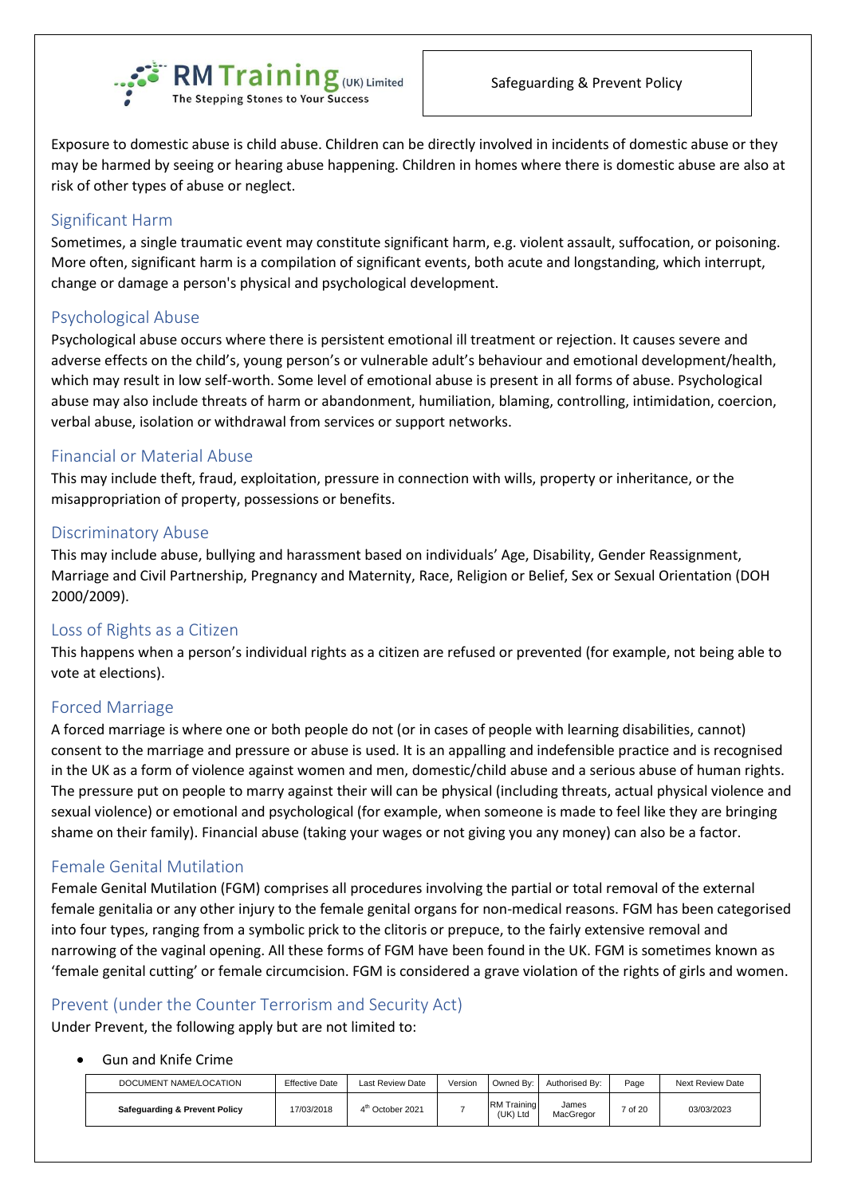Exposure to domestic abuse is child abuse. Children can be directly involved in incidents of domestic abuse or they may be harmed by seeing or hearing abuse happening. Children in homes where there is domestic abuse are also at risk of other types of abuse or neglect.

## Significant Harm

Sometimes, a single traumatic event may constitute significant harm, e.g. violent assault, suffocation, or poisoning. More often, significant harm is a compilation of significant events, both acute and longstanding, which interrupt, change or damage a person's physical and psychological development.

## Psychological Abuse

Psychological abuse occurs where there is persistent emotional ill treatment or rejection. It causes severe and adverse effects on the child's, young person's or vulnerable adult's behaviour and emotional development/health, which may result in low self-worth. Some level of emotional abuse is present in all forms of abuse. Psychological abuse may also include threats of harm or abandonment, humiliation, blaming, controlling, intimidation, coercion, verbal abuse, isolation or withdrawal from services or support networks.

## Financial or Material Abuse

This may include theft, fraud, exploitation, pressure in connection with wills, property or inheritance, or the misappropriation of property, possessions or benefits.

## Discriminatory Abuse

This may include abuse, bullying and harassment based on individuals' Age, Disability, Gender Reassignment, Marriage and Civil Partnership, Pregnancy and Maternity, Race, Religion or Belief, Sex or Sexual Orientation (DOH 2000/2009).

## Loss of Rights as a Citizen

This happens when a person's individual rights as a citizen are refused or prevented (for example, not being able to vote at elections).

## Forced Marriage

A forced marriage is where one or both people do not (or in cases of people with learning disabilities, cannot) consent to the marriage and pressure or abuse is used. It is an appalling and indefensible practice and is recognised in the UK as a form of violence against women and men, domestic/child abuse and a serious abuse of human rights. The pressure put on people to marry against their will can be physical (including threats, actual physical violence and sexual violence) or emotional and psychological (for example, when someone is made to feel like they are bringing shame on their family). Financial abuse (taking your wages or not giving you any money) can also be a factor.

## Female Genital Mutilation

Female Genital Mutilation (FGM) comprises all procedures involving the partial or total removal of the external female genitalia or any other injury to the female genital organs for non-medical reasons. FGM has been categorised into four types, ranging from a symbolic prick to the clitoris or prepuce, to the fairly extensive removal and narrowing of the vaginal opening. All these forms of FGM have been found in the UK. FGM is sometimes known as 'female genital cutting' or female circumcision. FGM is considered a grave violation of the rights of girls and women.

## Prevent (under the Counter Terrorism and Security Act)

Under Prevent, the following apply but are not limited to:

- Gun and Knife Crime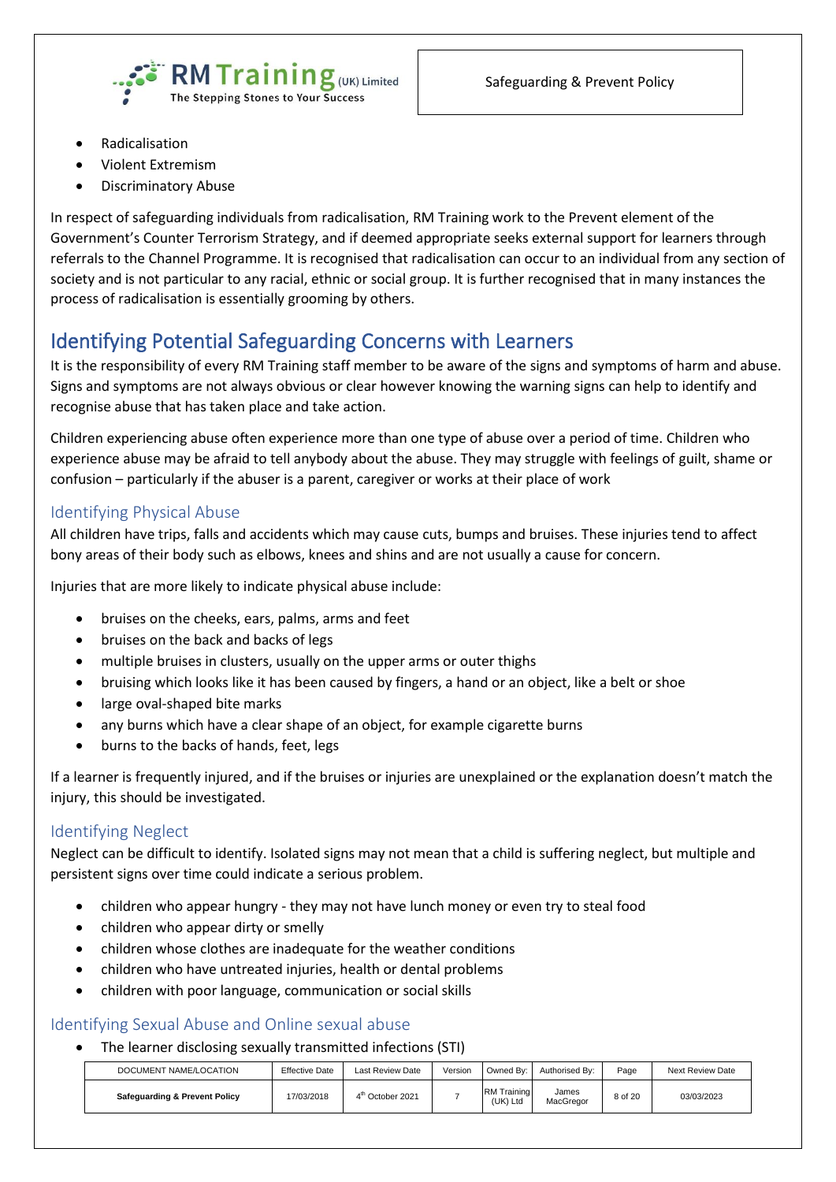- Radicalisation
- Violent Extremism
- Discriminatory Abuse

In respect of safeguarding individuals from radicalisation, RM Training work to the Prevent element of the Government's Counter Terrorism Strategy, and if deemed appropriate seeks external support for learners through referrals to the Channel Programme. It is recognised that radicalisation can occur to an individual from any section of society and is not particular to any racial, ethnic or social group. It is further recognised that in many instances the process of radicalisation is essentially grooming by others.

## Identifying Potential Safeguarding Concerns with Learners

It is the responsibility of every RM Training staff member to be aware of the signs and symptoms of harm and abuse. Signs and symptoms are not always obvious or clear however knowing the warning signs can help to identify and recognise abuse that has taken place and take action.

Children experiencing abuse often experience more than one type of abuse over a period of time. Children who experience abuse may be afraid to tell anybody about the abuse. They may struggle with feelings of guilt, shame or confusion – particularly if the abuser is a parent, caregiver or works at their place of work

### Identifying Physical Abuse

All children have trips, falls and accidents which may cause cuts, bumps and bruises. These injuries tend to affect bony areas of their body such as elbows, knees and shins and are not usually a cause for concern.

Injuries that are more likely to indicate physical abuse include:

- bruises on the cheeks, ears, palms, arms and feet
- bruises on the back and backs of legs
- multiple bruises in clusters, usually on the upper arms or outer thighs
- bruising which looks like it has been caused by fingers, a hand or an object, like a belt or shoe
- large oval-shaped bite marks
- any burns which have a clear shape of an object, for example cigarette burns
- burns to the backs of hands, feet, legs

If a learner is frequently injured, and if the bruises or injuries are unexplained or the explanation doesn't match the injury, this should be investigated.

### Identifying Neglect

Neglect can be difficult to identify. Isolated signs may not mean that a child is suffering neglect, but multiple and persistent signs over time could indicate a serious problem.

- children who appear hungry - they may not have lunch money or even try to steal food
- children who appear dirty or smelly
- children whose clothes are inadequate for the weather conditions
- children who have untreated injuries, health or dental problems
- children with poor language, communication or social skills

### Identifying Sexual Abuse and Online sexual abuse

- The learner disclosing sexually transmitted infections (STI)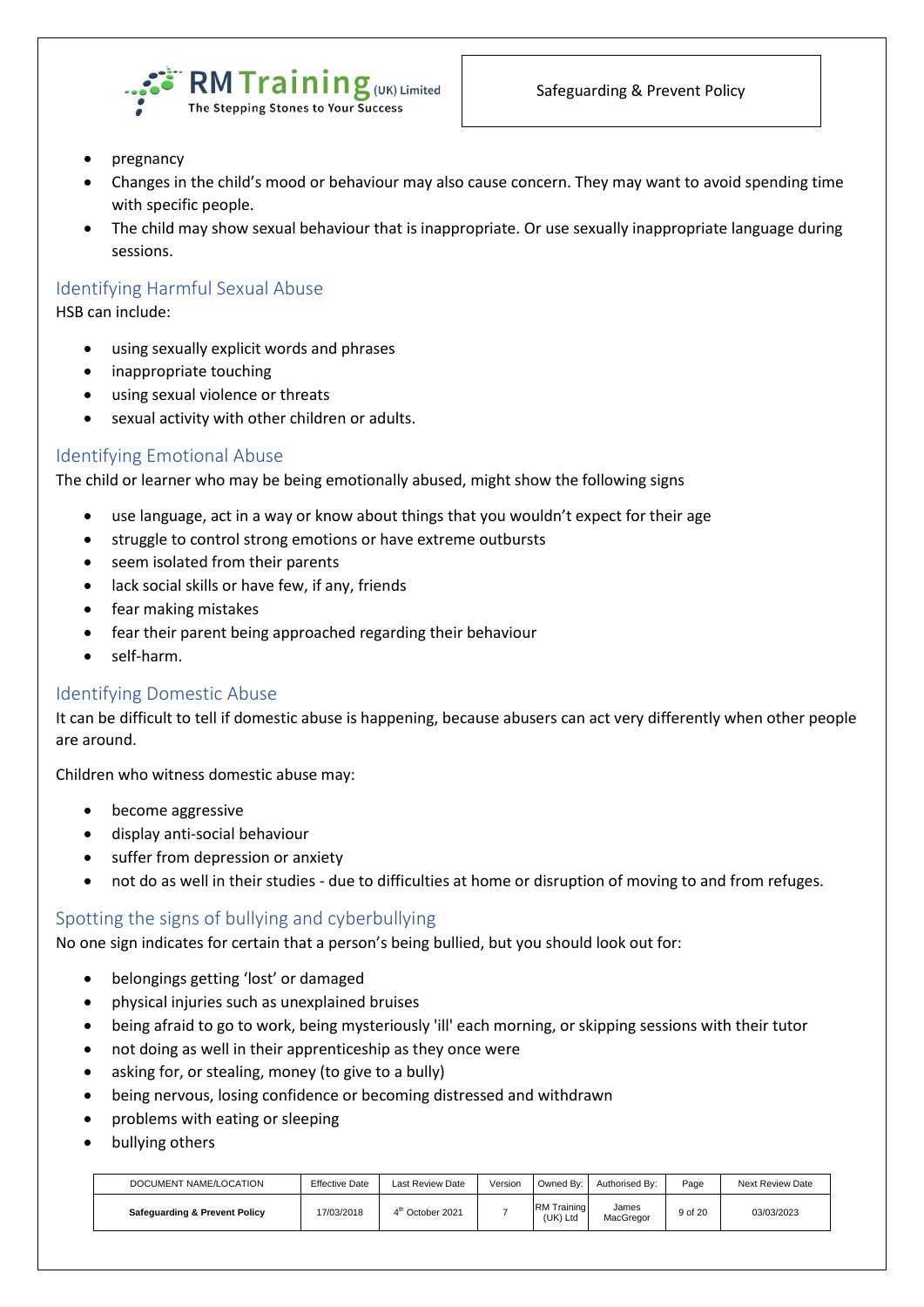- pregnancy
- Changes in the child's mood or behaviour may also cause concern. They may want to avoid spending time with specific people.
- The child may show sexual behaviour that is inappropriate. Or use sexually inappropriate language during sessions.

## Identifying Harmful Sexual Abuse

HSB can include:

- using sexually explicit words and phrases
- inappropriate touching
- using sexual violence or threats
- sexual activity with other children or adults.

## Identifying Emotional Abuse

The child or learner who may be being emotionally abused, might show the following signs

- use language, act in a way or know about things that you wouldn't expect for their age
- struggle to control strong emotions or have extreme outbursts
- seem isolated from their parents
- lack social skills or have few, if any, friends
- fear making mistakes
- fear their parent being approached regarding their behaviour
- self-harm.

## Identifying Domestic Abuse

It can be difficult to tell if domestic abuse is happening, because abusers can act very differently when other people are around.

Children who witness domestic abuse may:

- become aggressive
- display anti-social behaviour
- suffer from depression or anxiety
- not do as well in their studies - due to difficulties at home or disruption of moving to and from refuges.

## Spotting the signs of bullying and cyberbullying

No one sign indicates for certain that a person's being bullied, but you should look out for:

- belongings getting 'lost' or damaged
- physical injuries such as unexplained bruises
- being afraid to go to work, being mysteriously 'ill' each morning, or skipping sessions with their tutor
- not doing as well in their apprenticeship as they once were
- asking for, or stealing, money (to give to a bully)
- being nervous, losing confidence or becoming distressed and withdrawn
- problems with eating or sleeping
- bullying others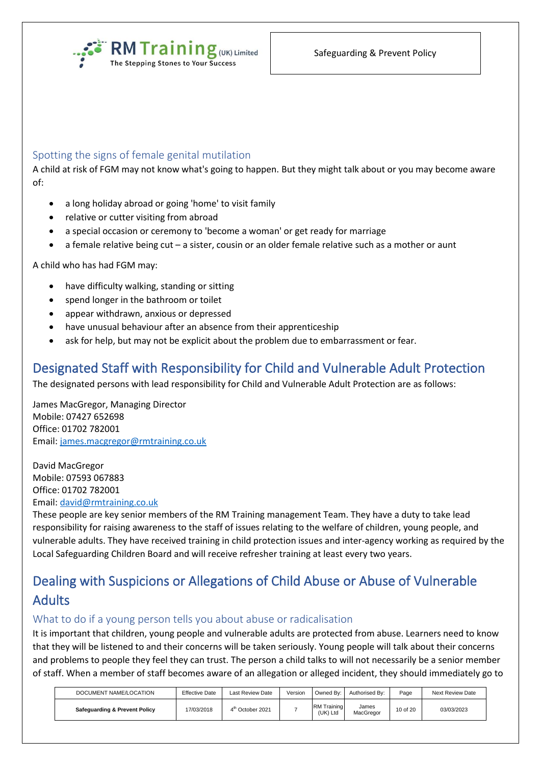### Spotting the signs of female genital mutilation

A child at risk of FGM may not know what's going to happen. But they might talk about or you may become aware of:

- a long holiday abroad or going 'home' to visit family
- relative or cutter visiting from abroad
- a special occasion or ceremony to 'become a woman' or get ready for marriage
- a female relative being cut – a sister, cousin or an older female relative such as a mother or aunt

A child who has had FGM may:

- have difficulty walking, standing or sitting
- spend longer in the bathroom or toilet
- appear withdrawn, anxious or depressed
- have unusual behaviour after an absence from their apprenticeship
- ask for help, but may not be explicit about the problem due to embarrassment or fear.

## Designated Staff with Responsibility for Child and Vulnerable Adult Protection

The designated persons with lead responsibility for Child and Vulnerable Adult Protection are as follows:

James MacGregor, Managing Director
Mobile: 07427 652698
Office: 01702 782001
Email: james.macgregor@rmtraining.co.uk

David MacGregor
Mobile: 07593 067883
Office: 01702 782001
Email: david@rmtraining.co.uk

These people are key senior members of the RM Training management Team. They have a duty to take lead responsibility for raising awareness to the staff of issues relating to the welfare of children, young people, and vulnerable adults. They have received training in child protection issues and inter-agency working as required by the Local Safeguarding Children Board and will receive refresher training at least every two years.

## Dealing with Suspicions or Allegations of Child Abuse or Abuse of Vulnerable Adults

### What to do if a young person tells you about abuse or radicalisation

It is important that children, young people and vulnerable adults are protected from abuse. Learners need to know that they will be listened to and their concerns will be taken seriously. Young people will talk about their concerns and problems to people they feel they can trust. The person a child talks to will not necessarily be a senior member of staff. When a member of staff becomes aware of an allegation or alleged incident, they should immediately go to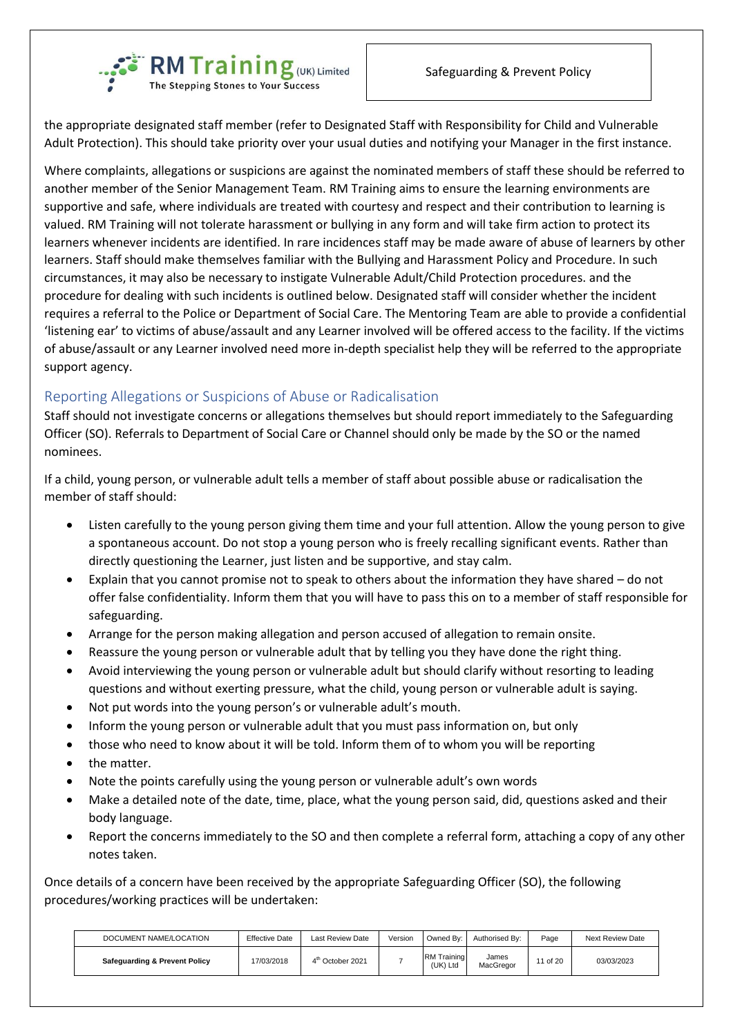the appropriate designated staff member (refer to Designated Staff with Responsibility for Child and Vulnerable Adult Protection). This should take priority over your usual duties and notifying your Manager in the first instance.

Where complaints, allegations or suspicions are against the nominated members of staff these should be referred to another member of the Senior Management Team. RM Training aims to ensure the learning environments are supportive and safe, where individuals are treated with courtesy and respect and their contribution to learning is valued. RM Training will not tolerate harassment or bullying in any form and will take firm action to protect its learners whenever incidents are identified. In rare incidences staff may be made aware of abuse of learners by other learners. Staff should make themselves familiar with the Bullying and Harassment Policy and Procedure. In such circumstances, it may also be necessary to instigate Vulnerable Adult/Child Protection procedures. and the procedure for dealing with such incidents is outlined below. Designated staff will consider whether the incident requires a referral to the Police or Department of Social Care. The Mentoring Team are able to provide a confidential 'listening ear' to victims of abuse/assault and any Learner involved will be offered access to the facility. If the victims of abuse/assault or any Learner involved need more in-depth specialist help they will be referred to the appropriate support agency.

## Reporting Allegations or Suspicions of Abuse or Radicalisation

Staff should not investigate concerns or allegations themselves but should report immediately to the Safeguarding Officer (SO). Referrals to Department of Social Care or Channel should only be made by the SO or the named nominees.

If a child, young person, or vulnerable adult tells a member of staff about possible abuse or radicalisation the member of staff should:

- Listen carefully to the young person giving them time and your full attention. Allow the young person to give a spontaneous account. Do not stop a young person who is freely recalling significant events. Rather than directly questioning the Learner, just listen and be supportive, and stay calm.
- Explain that you cannot promise not to speak to others about the information they have shared – do not offer false confidentiality. Inform them that you will have to pass this on to a member of staff responsible for safeguarding.
- Arrange for the person making allegation and person accused of allegation to remain onsite.
- Reassure the young person or vulnerable adult that by telling you they have done the right thing.
- Avoid interviewing the young person or vulnerable adult but should clarify without resorting to leading questions and without exerting pressure, what the child, young person or vulnerable adult is saying.
- Not put words into the young person's or vulnerable adult's mouth.
- Inform the young person or vulnerable adult that you must pass information on, but only
- those who need to know about it will be told. Inform them of to whom you will be reporting
- the matter.
- Note the points carefully using the young person or vulnerable adult's own words
- Make a detailed note of the date, time, place, what the young person said, did, questions asked and their body language.
- Report the concerns immediately to the SO and then complete a referral form, attaching a copy of any other notes taken.

Once details of a concern have been received by the appropriate Safeguarding Officer (SO), the following procedures/working practices will be undertaken: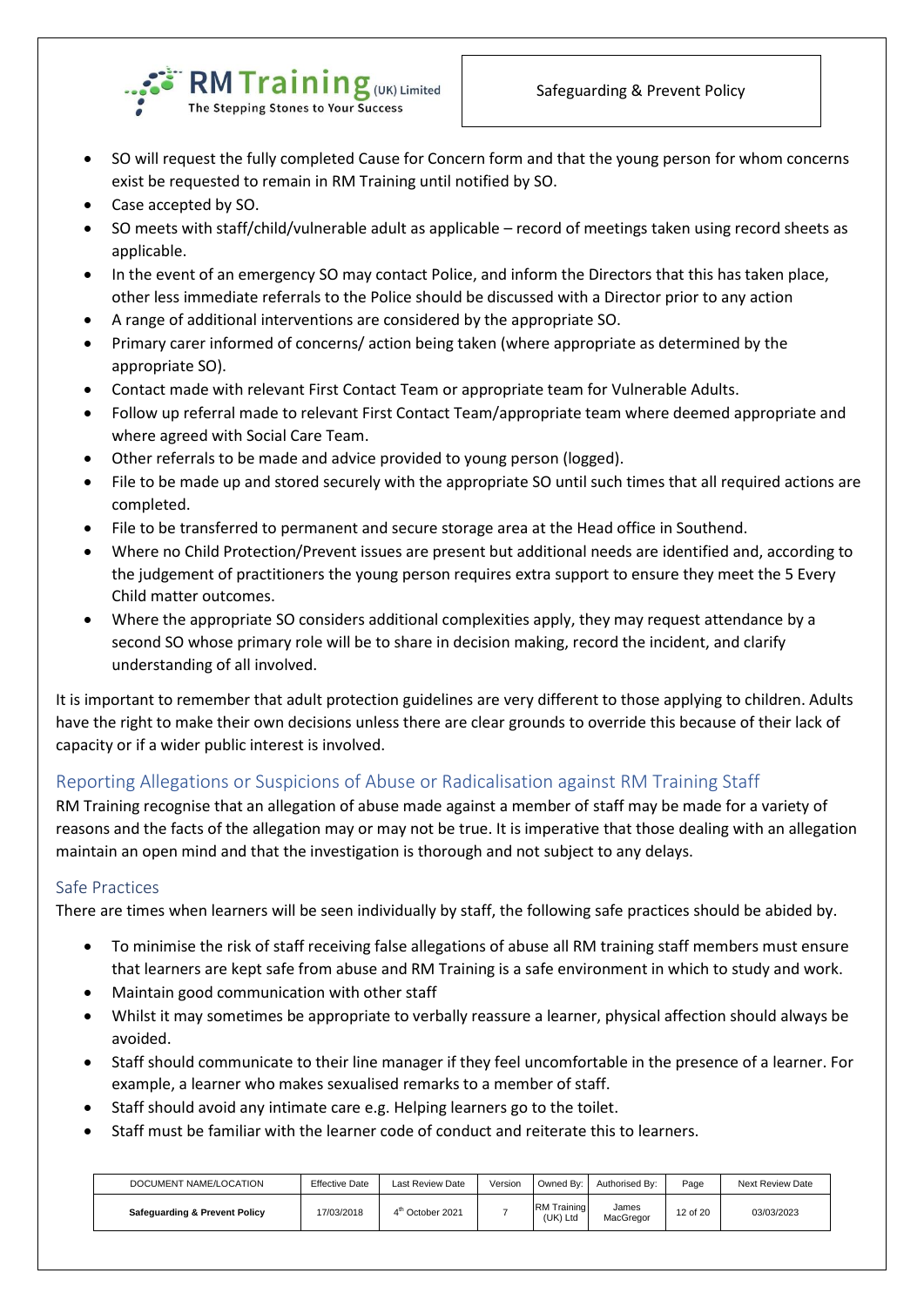- SO will request the fully completed Cause for Concern form and that the young person for whom concerns exist be requested to remain in RM Training until notified by SO.
- Case accepted by SO.
- SO meets with staff/child/vulnerable adult as applicable – record of meetings taken using record sheets as applicable.
- In the event of an emergency SO may contact Police, and inform the Directors that this has taken place, other less immediate referrals to the Police should be discussed with a Director prior to any action
- A range of additional interventions are considered by the appropriate SO.
- Primary carer informed of concerns/ action being taken (where appropriate as determined by the appropriate SO).
- Contact made with relevant First Contact Team or appropriate team for Vulnerable Adults.
- Follow up referral made to relevant First Contact Team/appropriate team where deemed appropriate and where agreed with Social Care Team.
- Other referrals to be made and advice provided to young person (logged).
- File to be made up and stored securely with the appropriate SO until such times that all required actions are completed.
- File to be transferred to permanent and secure storage area at the Head office in Southend.
- Where no Child Protection/Prevent issues are present but additional needs are identified and, according to the judgement of practitioners the young person requires extra support to ensure they meet the 5 Every Child matter outcomes.
- Where the appropriate SO considers additional complexities apply, they may request attendance by a second SO whose primary role will be to share in decision making, record the incident, and clarify understanding of all involved.

It is important to remember that adult protection guidelines are very different to those applying to children. Adults have the right to make their own decisions unless there are clear grounds to override this because of their lack of capacity or if a wider public interest is involved.

## Reporting Allegations or Suspicions of Abuse or Radicalisation against RM Training Staff

RM Training recognise that an allegation of abuse made against a member of staff may be made for a variety of reasons and the facts of the allegation may or may not be true. It is imperative that those dealing with an allegation maintain an open mind and that the investigation is thorough and not subject to any delays.

### Safe Practices

There are times when learners will be seen individually by staff, the following safe practices should be abided by.

- To minimise the risk of staff receiving false allegations of abuse all RM training staff members must ensure that learners are kept safe from abuse and RM Training is a safe environment in which to study and work.
- Maintain good communication with other staff
- Whilst it may sometimes be appropriate to verbally reassure a learner, physical affection should always be avoided.
- Staff should communicate to their line manager if they feel uncomfortable in the presence of a learner. For example, a learner who makes sexualised remarks to a member of staff.
- Staff should avoid any intimate care e.g. Helping learners go to the toilet.
- Staff must be familiar with the learner code of conduct and reiterate this to learners.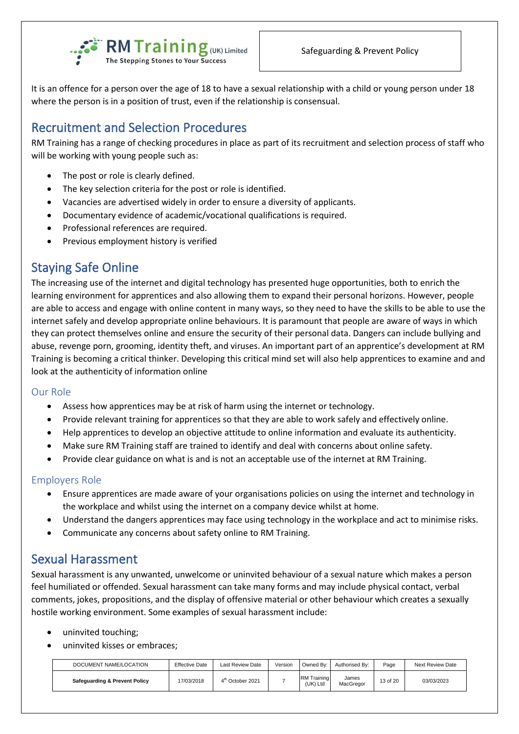It is an offence for a person over the age of 18 to have a sexual relationship with a child or young person under 18 where the person is in a position of trust, even if the relationship is consensual.

## Recruitment and Selection Procedures

RM Training has a range of checking procedures in place as part of its recruitment and selection process of staff who will be working with young people such as:

- The post or role is clearly defined.
- The key selection criteria for the post or role is identified.
- Vacancies are advertised widely in order to ensure a diversity of applicants.
- Documentary evidence of academic/vocational qualifications is required.
- Professional references are required.
- Previous employment history is verified

## Staying Safe Online

The increasing use of the internet and digital technology has presented huge opportunities, both to enrich the learning environment for apprentices and also allowing them to expand their personal horizons. However, people are able to access and engage with online content in many ways, so they need to have the skills to be able to use the internet safely and develop appropriate online behaviours. It is paramount that people are aware of ways in which they can protect themselves online and ensure the security of their personal data. Dangers can include bullying and abuse, revenge porn, grooming, identity theft, and viruses. An important part of an apprentice's development at RM Training is becoming a critical thinker. Developing this critical mind set will also help apprentices to examine and and look at the authenticity of information online

### Our Role

- Assess how apprentices may be at risk of harm using the internet or technology.
- Provide relevant training for apprentices so that they are able to work safely and effectively online.
- Help apprentices to develop an objective attitude to online information and evaluate its authenticity.
- Make sure RM Training staff are trained to identify and deal with concerns about online safety.
- Provide clear guidance on what is and is not an acceptable use of the internet at RM Training.

### Employers Role

- Ensure apprentices are made aware of your organisations policies on using the internet and technology in the workplace and whilst using the internet on a company device whilst at home.
- Understand the dangers apprentices may face using technology in the workplace and act to minimise risks.
- Communicate any concerns about safety online to RM Training.

## Sexual Harassment

Sexual harassment is any unwanted, unwelcome or uninvited behaviour of a sexual nature which makes a person feel humiliated or offended. Sexual harassment can take many forms and may include physical contact, verbal comments, jokes, propositions, and the display of offensive material or other behaviour which creates a sexually hostile working environment. Some examples of sexual harassment include:

- uninvited touching;
- uninvited kisses or embraces;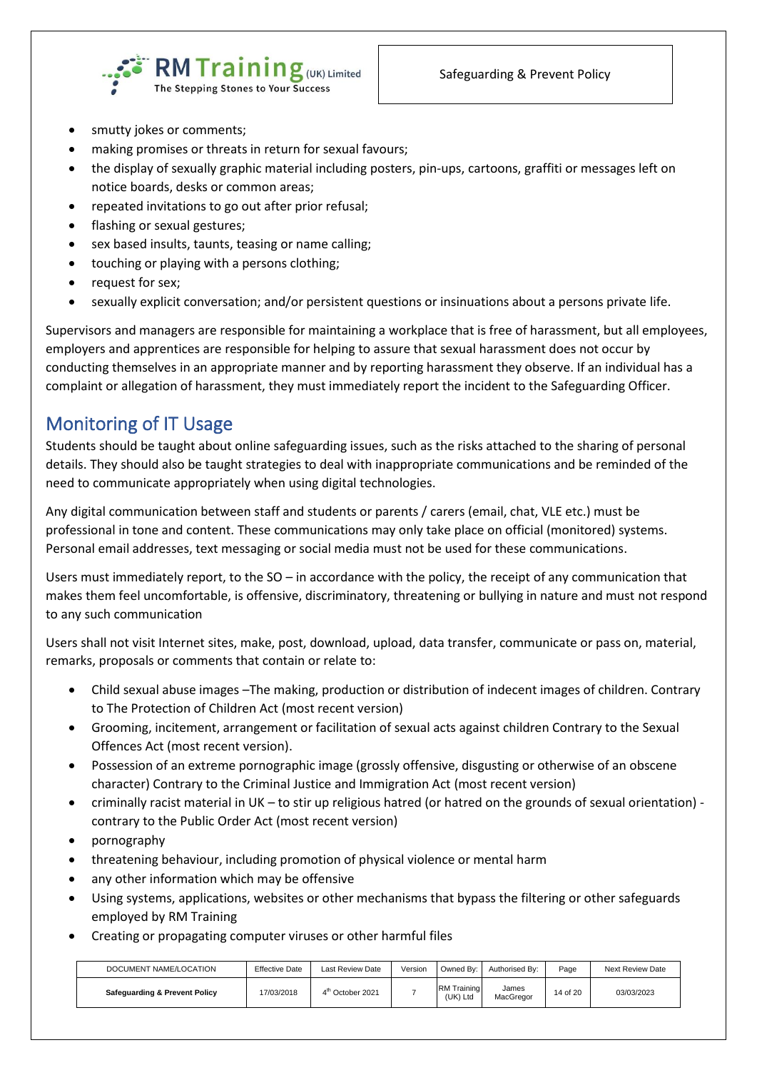- smutty jokes or comments;
- making promises or threats in return for sexual favours;
- the display of sexually graphic material including posters, pin-ups, cartoons, graffiti or messages left on notice boards, desks or common areas;
- repeated invitations to go out after prior refusal;
- flashing or sexual gestures;
- sex based insults, taunts, teasing or name calling;
- touching or playing with a persons clothing;
- request for sex;
- sexually explicit conversation; and/or persistent questions or insinuations about a persons private life.

Supervisors and managers are responsible for maintaining a workplace that is free of harassment, but all employees, employers and apprentices are responsible for helping to assure that sexual harassment does not occur by conducting themselves in an appropriate manner and by reporting harassment they observe. If an individual has a complaint or allegation of harassment, they must immediately report the incident to the Safeguarding Officer.

## Monitoring of IT Usage

Students should be taught about online safeguarding issues, such as the risks attached to the sharing of personal details. They should also be taught strategies to deal with inappropriate communications and be reminded of the need to communicate appropriately when using digital technologies.

Any digital communication between staff and students or parents / carers (email, chat, VLE etc.) must be professional in tone and content. These communications may only take place on official (monitored) systems. Personal email addresses, text messaging or social media must not be used for these communications.

Users must immediately report, to the SO – in accordance with the policy, the receipt of any communication that makes them feel uncomfortable, is offensive, discriminatory, threatening or bullying in nature and must not respond to any such communication

Users shall not visit Internet sites, make, post, download, upload, data transfer, communicate or pass on, material, remarks, proposals or comments that contain or relate to:

- Child sexual abuse images –The making, production or distribution of indecent images of children. Contrary to The Protection of Children Act (most recent version)
- Grooming, incitement, arrangement or facilitation of sexual acts against children Contrary to the Sexual Offences Act (most recent version).
- Possession of an extreme pornographic image (grossly offensive, disgusting or otherwise of an obscene character) Contrary to the Criminal Justice and Immigration Act (most recent version)
- criminally racist material in UK – to stir up religious hatred (or hatred on the grounds of sexual orientation) - contrary to the Public Order Act (most recent version)
- pornography
- threatening behaviour, including promotion of physical violence or mental harm
- any other information which may be offensive
- Using systems, applications, websites or other mechanisms that bypass the filtering or other safeguards employed by RM Training
- Creating or propagating computer viruses or other harmful files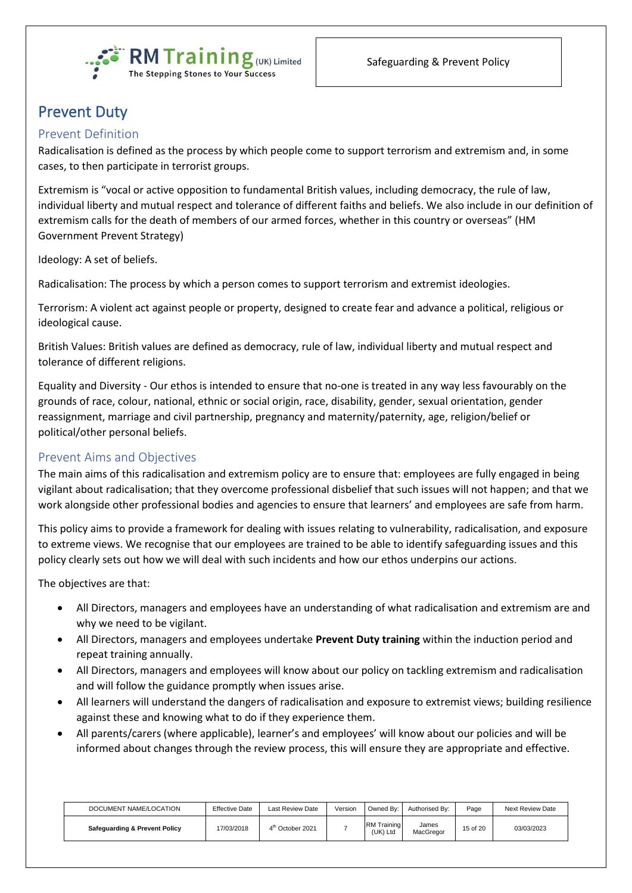# Prevent Duty

## Prevent Definition

Radicalisation is defined as the process by which people come to support terrorism and extremism and, in some cases, to then participate in terrorist groups.

Extremism is "vocal or active opposition to fundamental British values, including democracy, the rule of law, individual liberty and mutual respect and tolerance of different faiths and beliefs. We also include in our definition of extremism calls for the death of members of our armed forces, whether in this country or overseas" (HM Government Prevent Strategy)

Ideology: A set of beliefs.

Radicalisation: The process by which a person comes to support terrorism and extremist ideologies.

Terrorism: A violent act against people or property, designed to create fear and advance a political, religious or ideological cause.

British Values: British values are defined as democracy, rule of law, individual liberty and mutual respect and tolerance of different religions.

Equality and Diversity - Our ethos is intended to ensure that no-one is treated in any way less favourably on the grounds of race, colour, national, ethnic or social origin, race, disability, gender, sexual orientation, gender reassignment, marriage and civil partnership, pregnancy and maternity/paternity, age, religion/belief or political/other personal beliefs.

## Prevent Aims and Objectives

The main aims of this radicalisation and extremism policy are to ensure that: employees are fully engaged in being vigilant about radicalisation; that they overcome professional disbelief that such issues will not happen; and that we work alongside other professional bodies and agencies to ensure that learners' and employees are safe from harm.

This policy aims to provide a framework for dealing with issues relating to vulnerability, radicalisation, and exposure to extreme views. We recognise that our employees are trained to be able to identify safeguarding issues and this policy clearly sets out how we will deal with such incidents and how our ethos underpins our actions.

The objectives are that:

- All Directors, managers and employees have an understanding of what radicalisation and extremism are and why we need to be vigilant.
- All Directors, managers and employees undertake **Prevent Duty training** within the induction period and repeat training annually.
- All Directors, managers and employees will know about our policy on tackling extremism and radicalisation and will follow the guidance promptly when issues arise.
- All learners will understand the dangers of radicalisation and exposure to extremist views; building resilience against these and knowing what to do if they experience them.
- All parents/carers (where applicable), learner's and employees' will know about our policies and will be informed about changes through the review process, this will ensure they are appropriate and effective.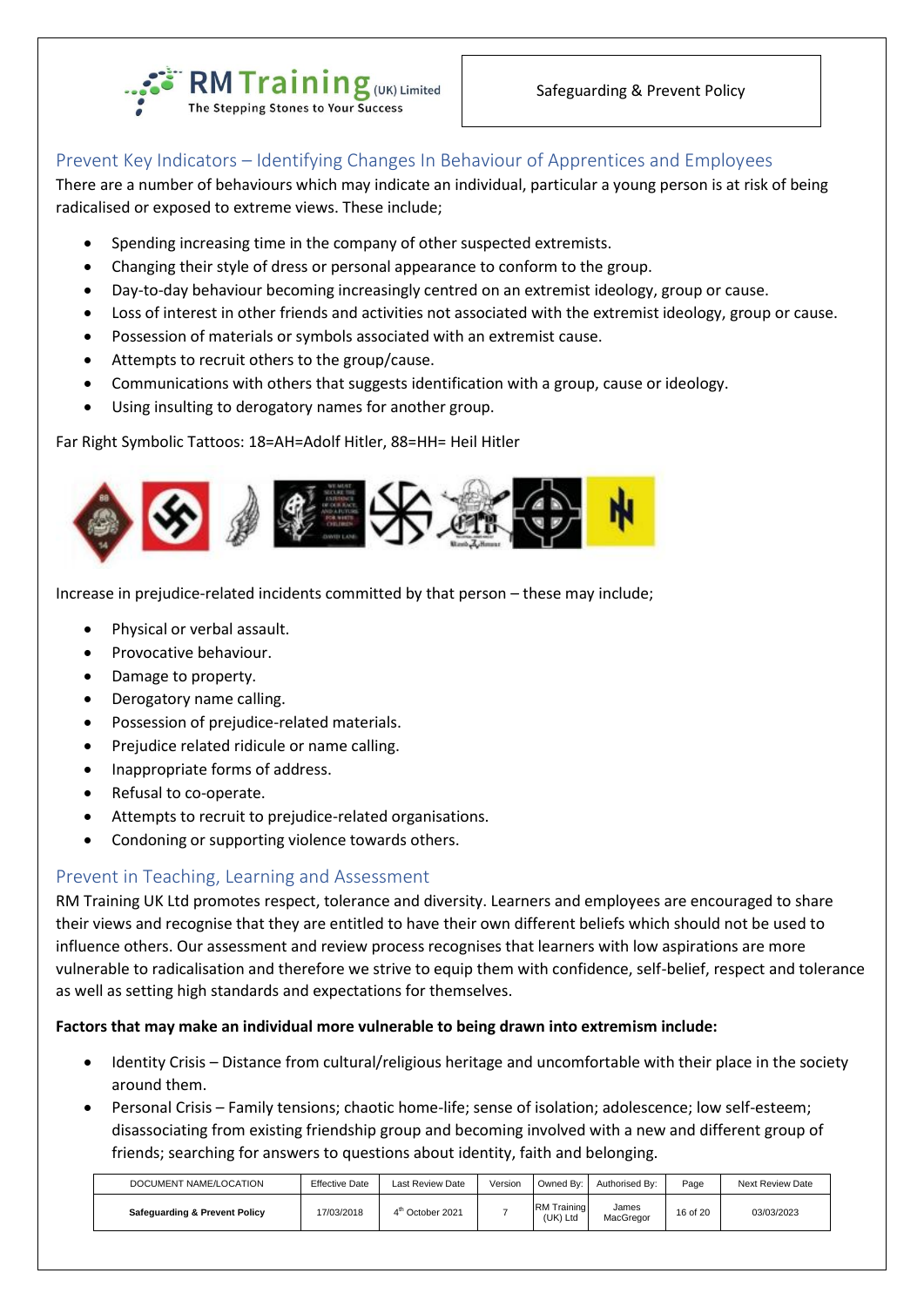## Prevent Key Indicators – Identifying Changes In Behaviour of Apprentices and Employees

There are a number of behaviours which may indicate an individual, particular a young person is at risk of being radicalised or exposed to extreme views. These include;

- Spending increasing time in the company of other suspected extremists.
- Changing their style of dress or personal appearance to conform to the group.
- Day-to-day behaviour becoming increasingly centred on an extremist ideology, group or cause.
- Loss of interest in other friends and activities not associated with the extremist ideology, group or cause.
- Possession of materials or symbols associated with an extremist cause.
- Attempts to recruit others to the group/cause.
- Communications with others that suggests identification with a group, cause or ideology.
- Using insulting to derogatory names for another group.

Far Right Symbolic Tattoos: 18=AH=Adolf Hitler, 88=HH= Heil Hitler

Increase in prejudice-related incidents committed by that person – these may include;

- Physical or verbal assault.
- Provocative behaviour.
- Damage to property.
- Derogatory name calling.
- Possession of prejudice-related materials.
- Prejudice related ridicule or name calling.
- Inappropriate forms of address.
- Refusal to co-operate.
- Attempts to recruit to prejudice-related organisations.
- Condoning or supporting violence towards others.

## Prevent in Teaching, Learning and Assessment

RM Training UK Ltd promotes respect, tolerance and diversity. Learners and employees are encouraged to share their views and recognise that they are entitled to have their own different beliefs which should not be used to influence others. Our assessment and review process recognises that learners with low aspirations are more vulnerable to radicalisation and therefore we strive to equip them with confidence, self-belief, respect and tolerance as well as setting high standards and expectations for themselves.

**Factors that may make an individual more vulnerable to being drawn into extremism include:**

- Identity Crisis – Distance from cultural/religious heritage and uncomfortable with their place in the society around them.
- Personal Crisis – Family tensions; chaotic home-life; sense of isolation; adolescence; low self-esteem; disassociating from existing friendship group and becoming involved with a new and different group of friends; searching for answers to questions about identity, faith and belonging.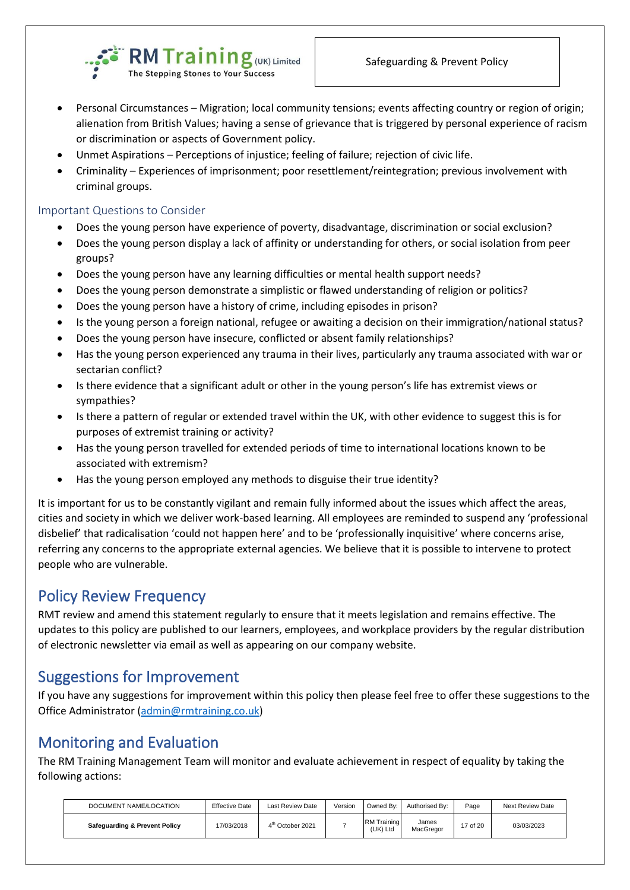- Personal Circumstances – Migration; local community tensions; events affecting country or region of origin; alienation from British Values; having a sense of grievance that is triggered by personal experience of racism or discrimination or aspects of Government policy.
- Unmet Aspirations – Perceptions of injustice; feeling of failure; rejection of civic life.
- Criminality – Experiences of imprisonment; poor resettlement/reintegration; previous involvement with criminal groups.

### Important Questions to Consider

- Does the young person have experience of poverty, disadvantage, discrimination or social exclusion?
- Does the young person display a lack of affinity or understanding for others, or social isolation from peer groups?
- Does the young person have any learning difficulties or mental health support needs?
- Does the young person demonstrate a simplistic or flawed understanding of religion or politics?
- Does the young person have a history of crime, including episodes in prison?
- Is the young person a foreign national, refugee or awaiting a decision on their immigration/national status?
- Does the young person have insecure, conflicted or absent family relationships?
- Has the young person experienced any trauma in their lives, particularly any trauma associated with war or sectarian conflict?
- Is there evidence that a significant adult or other in the young person's life has extremist views or sympathies?
- Is there a pattern of regular or extended travel within the UK, with other evidence to suggest this is for purposes of extremist training or activity?
- Has the young person travelled for extended periods of time to international locations known to be associated with extremism?
- Has the young person employed any methods to disguise their true identity?

It is important for us to be constantly vigilant and remain fully informed about the issues which affect the areas, cities and society in which we deliver work-based learning. All employees are reminded to suspend any 'professional disbelief' that radicalisation 'could not happen here' and to be 'professionally inquisitive' where concerns arise, referring any concerns to the appropriate external agencies. We believe that it is possible to intervene to protect people who are vulnerable.

## Policy Review Frequency

RMT review and amend this statement regularly to ensure that it meets legislation and remains effective. The updates to this policy are published to our learners, employees, and workplace providers by the regular distribution of electronic newsletter via email as well as appearing on our company website.

## Suggestions for Improvement

If you have any suggestions for improvement within this policy then please feel free to offer these suggestions to the Office Administrator (admin@rmtraining.co.uk)

## Monitoring and Evaluation

The RM Training Management Team will monitor and evaluate achievement in respect of equality by taking the following actions: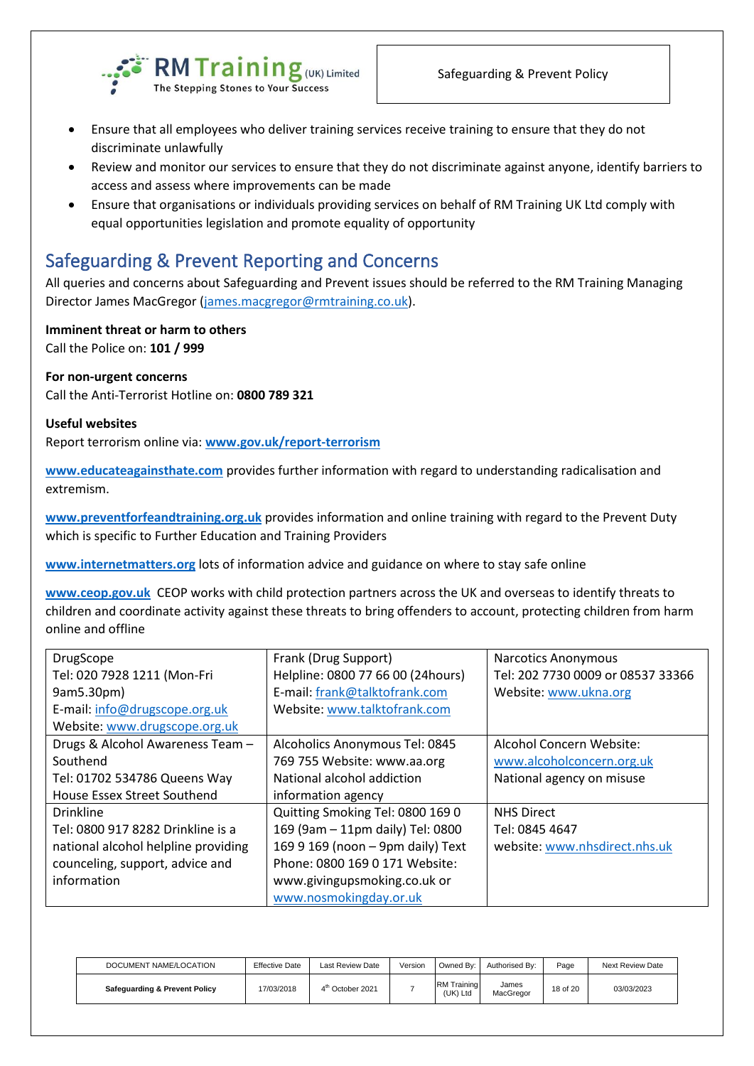- Ensure that all employees who deliver training services receive training to ensure that they do not discriminate unlawfully
- Review and monitor our services to ensure that they do not discriminate against anyone, identify barriers to access and assess where improvements can be made
- Ensure that organisations or individuals providing services on behalf of RM Training UK Ltd comply with equal opportunities legislation and promote equality of opportunity

## Safeguarding & Prevent Reporting and Concerns

All queries and concerns about Safeguarding and Prevent issues should be referred to the RM Training Managing Director James MacGregor (james.macgregor@rmtraining.co.uk).

**Imminent threat or harm to others**
Call the Police on: **101 / 999**

**For non-urgent concerns**
Call the Anti-Terrorist Hotline on: **0800 789 321**

**Useful websites**
Report terrorism online via: **www.gov.uk/report-terrorism**

**www.educateagainsthate.com** provides further information with regard to understanding radicalisation and extremism.

**www.preventforfeandtraining.org.uk** provides information and online training with regard to the Prevent Duty which is specific to Further Education and Training Providers

**www.internetmatters.org** lots of information advice and guidance on where to stay safe online

**www.ceop.gov.uk** CEOP works with child protection partners across the UK and overseas to identify threats to children and coordinate activity against these threats to bring offenders to account, protecting children from harm online and offline

| | | |
|---|---|---|
| DrugScope<br>Tel: 020 7928 1211 (Mon-Fri 9am5.30pm)<br>E-mail: info@drugscope.org.uk<br>Website: www.drugscope.org.uk | Frank (Drug Support)<br>Helpline: 0800 77 66 00 (24hours)<br>E-mail: frank@talktofrank.com<br>Website: www.talktofrank.com | Narcotics Anonymous<br>Tel: 202 7730 0009 or 08537 33366<br>Website: www.ukna.org |
| Drugs & Alcohol Awareness Team – Southend<br>Tel: 01702 534786 Queens Way House Essex Street Southend | Alcoholics Anonymous Tel: 0845 769 755 Website: www.aa.org<br>National alcohol addiction information agency | Alcohol Concern Website: www.alcoholconcern.org.uk<br>National agency on misuse |
| Drinkline<br>Tel: 0800 917 8282 Drinkline is a national alcohol helpline providing counceling, support, advice and information | Quitting Smoking Tel: 0800 169 0 169 (9am – 11pm daily) Tel: 0800 169 9 169 (noon – 9pm daily) Text Phone: 0800 169 0 171 Website: www.givingupsmoking.co.uk or www.nosmokingday.or.uk | NHS Direct<br>Tel: 0845 4647<br>website: www.nhsdirect.nhs.uk |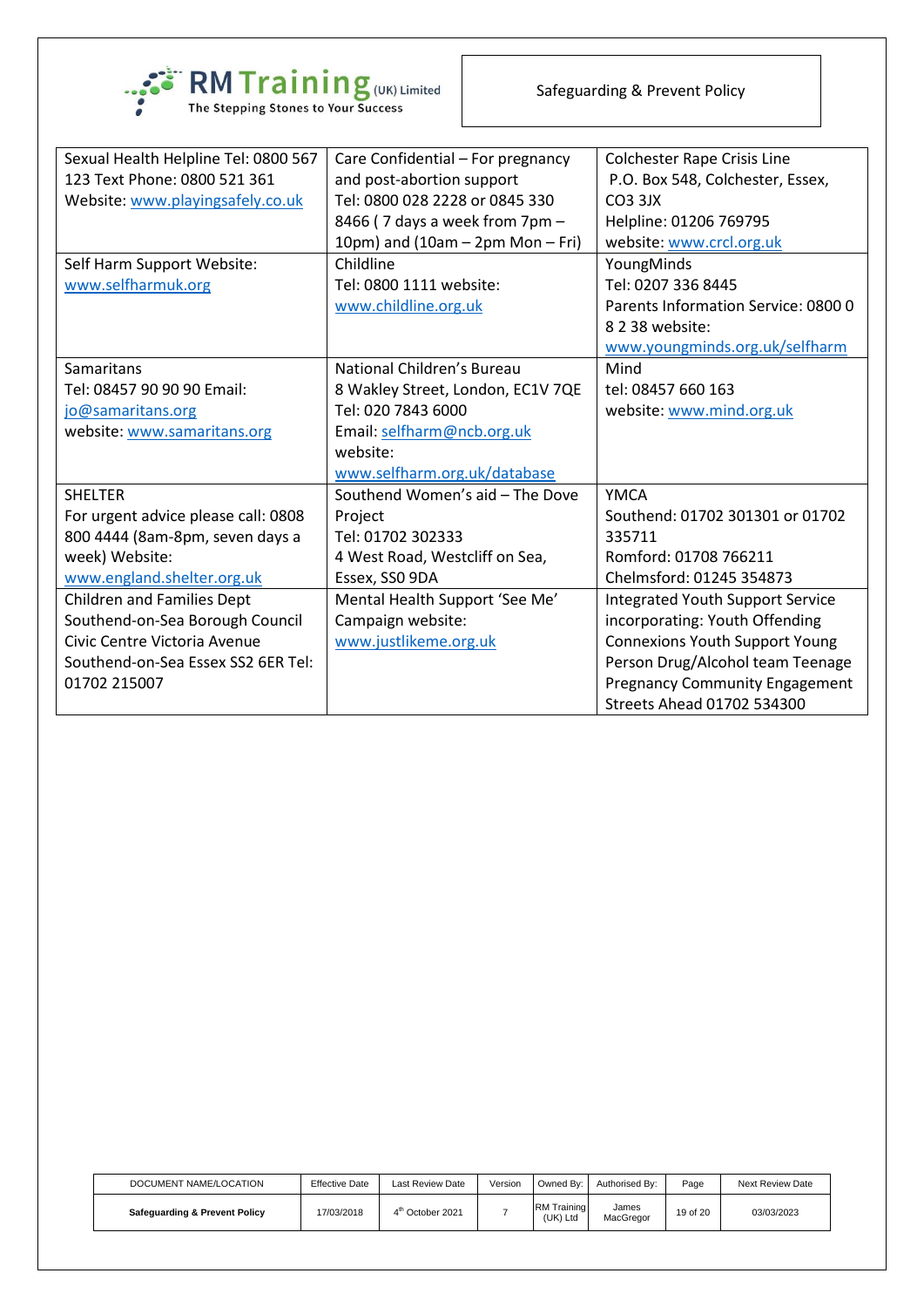| | | |
|---|---|---|
| Sexual Health Helpline Tel: 0800 567 123 Text Phone: 0800 521 361 Website: www.playingsafely.co.uk | Care Confidential – For pregnancy and post-abortion support Tel: 0800 028 2228 or 0845 330 8466 ( 7 days a week from 7pm – 10pm) and (10am – 2pm Mon – Fri) | Colchester Rape Crisis Line P.O. Box 548, Colchester, Essex, CO3 3JX Helpline: 01206 769795 website: www.crcl.org.uk |
| Self Harm Support Website: www.selfharmuk.org | Childline Tel: 0800 1111 website: www.childline.org.uk | YoungMinds Tel: 0207 336 8445 Parents Information Service: 0800 0 8 2 38 website: www.youngminds.org.uk/selfharm |
| Samaritans Tel: 08457 90 90 90 Email: jo@samaritans.org website: www.samaritans.org | National Children's Bureau 8 Wakley Street, London, EC1V 7QE Tel: 020 7843 6000 Email: selfharm@ncb.org.uk website: www.selfharm.org.uk/database | Mind tel: 08457 660 163 website: www.mind.org.uk |
| SHELTER For urgent advice please call: 0808 800 4444 (8am-8pm, seven days a week) Website: www.england.shelter.org.uk | Southend Women's aid – The Dove Project Tel: 01702 302333 4 West Road, Westcliff on Sea, Essex, SS0 9DA | YMCA Southend: 01702 301301 or 01702 335711 Romford: 01708 766211 Chelmsford: 01245 354873 |
| Children and Families Dept Southend-on-Sea Borough Council Civic Centre Victoria Avenue Southend-on-Sea Essex SS2 6ER Tel: 01702 215007 | Mental Health Support 'See Me' Campaign website: www.justlikeme.org.uk | Integrated Youth Support Service incorporating: Youth Offending Connexions Youth Support Young Person Drug/Alcohol team Teenage Pregnancy Community Engagement Streets Ahead 01702 534300 |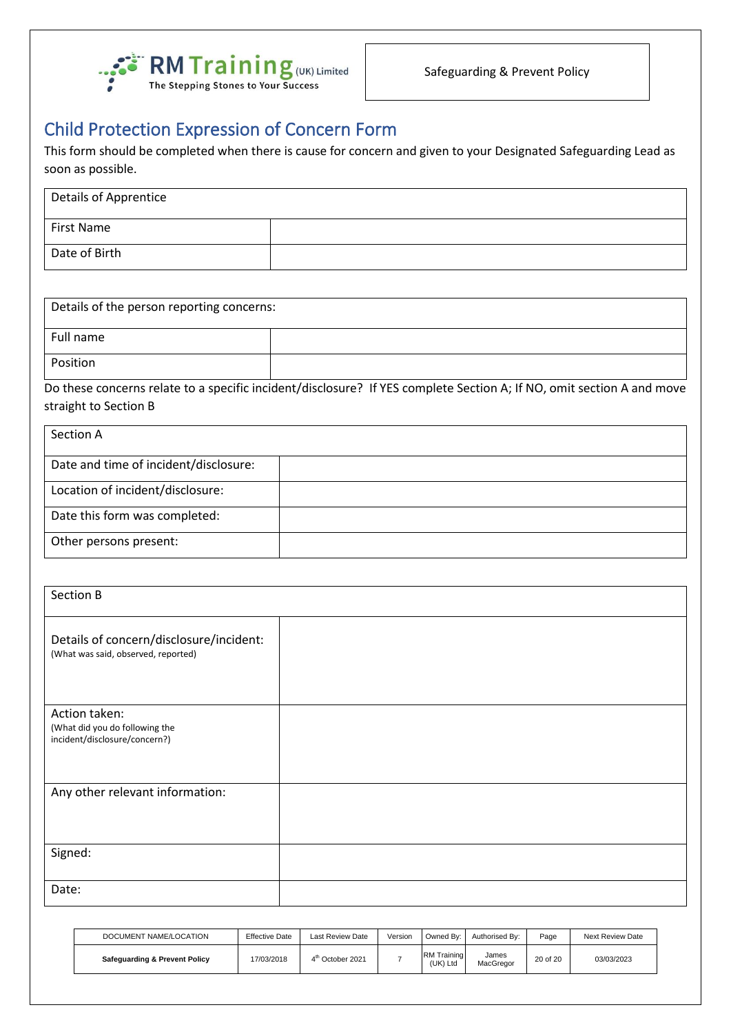# Child Protection Expression of Concern Form

This form should be completed when there is cause for concern and given to your Designated Safeguarding Lead as soon as possible.

| Details of Apprentice | |
|---|---|
| First Name | |
| Date of Birth | |

| Details of the person reporting concerns: | |
|---|---|
| Full name | |
| Position | |

Do these concerns relate to a specific incident/disclosure? If YES complete Section A; If NO, omit section A and move straight to Section B

| Section A | |
|---|---|
| Date and time of incident/disclosure: | |
| Location of incident/disclosure: | |
| Date this form was completed: | |
| Other persons present: | |

| Section B | |
|---|---|
| Details of concern/disclosure/incident: (What was said, observed, reported) | |
| Action taken: (What did you do following the incident/disclosure/concern?) | |
| Any other relevant information: | |
| Signed: | |
| Date: | |